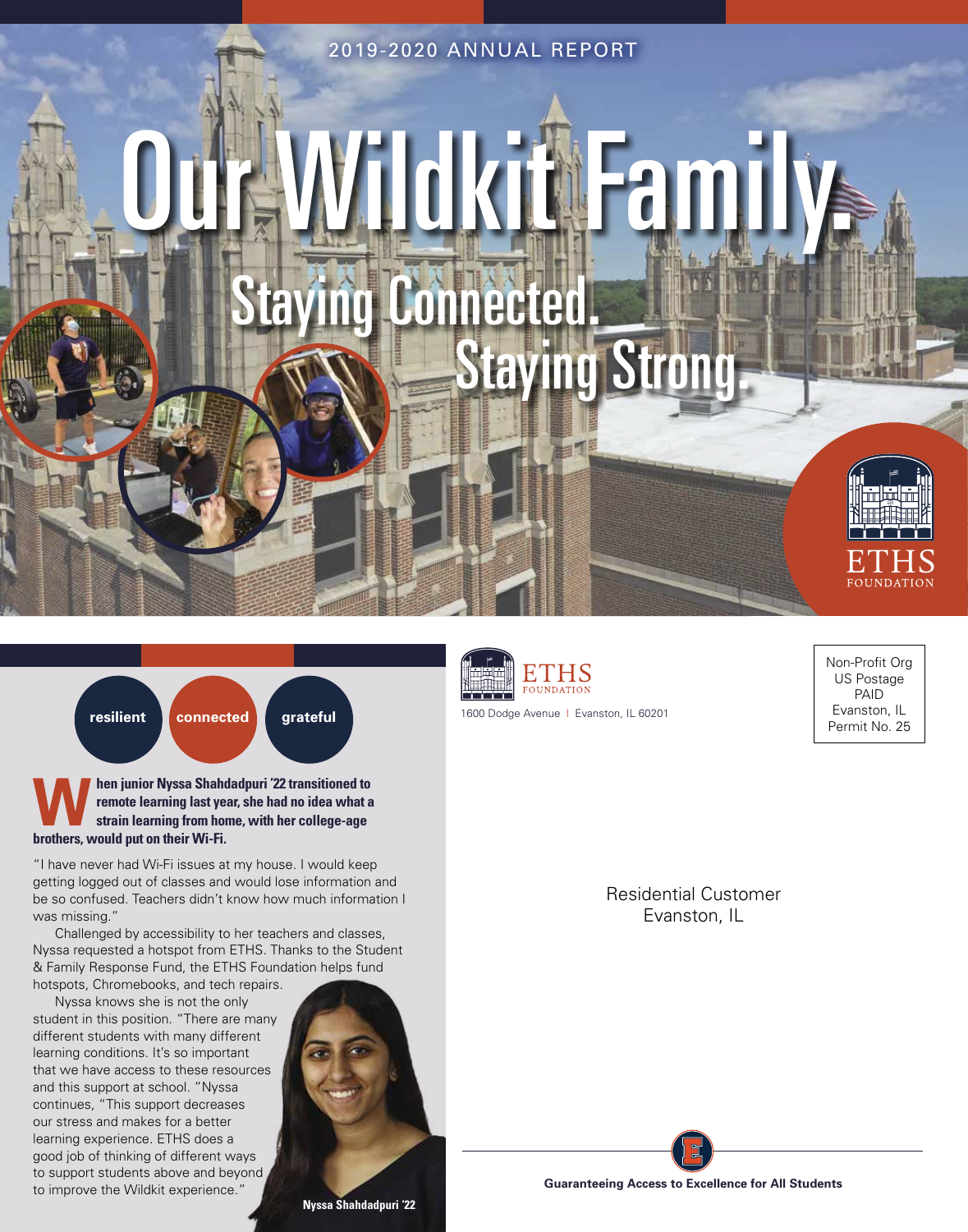2019-2020 ANNUAL REPORT

# Our Wildkit Family.

## Staying Connected. Staying Strong.

ETHS FOUNDATION

**resilient** **connected** **grateful**

**When junior Nyssa Shahdadpuri '22 transitioned to remote learning last year, she had no idea what a strain learning from home, with her college-age brothers, would put on their Wi-Fi.**

"I have never had Wi-Fi issues at my house. I would keep getting logged out of classes and would lose information and be so confused. Teachers didn't know how much information I was missing."

Challenged by accessibility to her teachers and classes, Nyssa requested a hotspot from ETHS. Thanks to the Student & Family Response Fund, the ETHS Foundation helps fund hotspots, Chromebooks, and tech repairs.

Nyssa knows she is not the only student in this position. "There are many different students with many different learning conditions. It's so important that we have access to these resources and this support at school. "Nyssa continues, "This support decreases our stress and makes for a better learning experience. ETHS does a good job of thinking of different ways to support students above and beyond to improve the Wildkit experience."

**Nyssa Shahdadpuri '22**

ETHS FOUNDATION

1600 Dodge Avenue | Evanston, IL 60201

Non-Profit Org
US Postage
PAID
Evanston, IL
Permit No. 25

Residential Customer
Evanston, IL

**Guaranteeing Access to Excellence for All Students**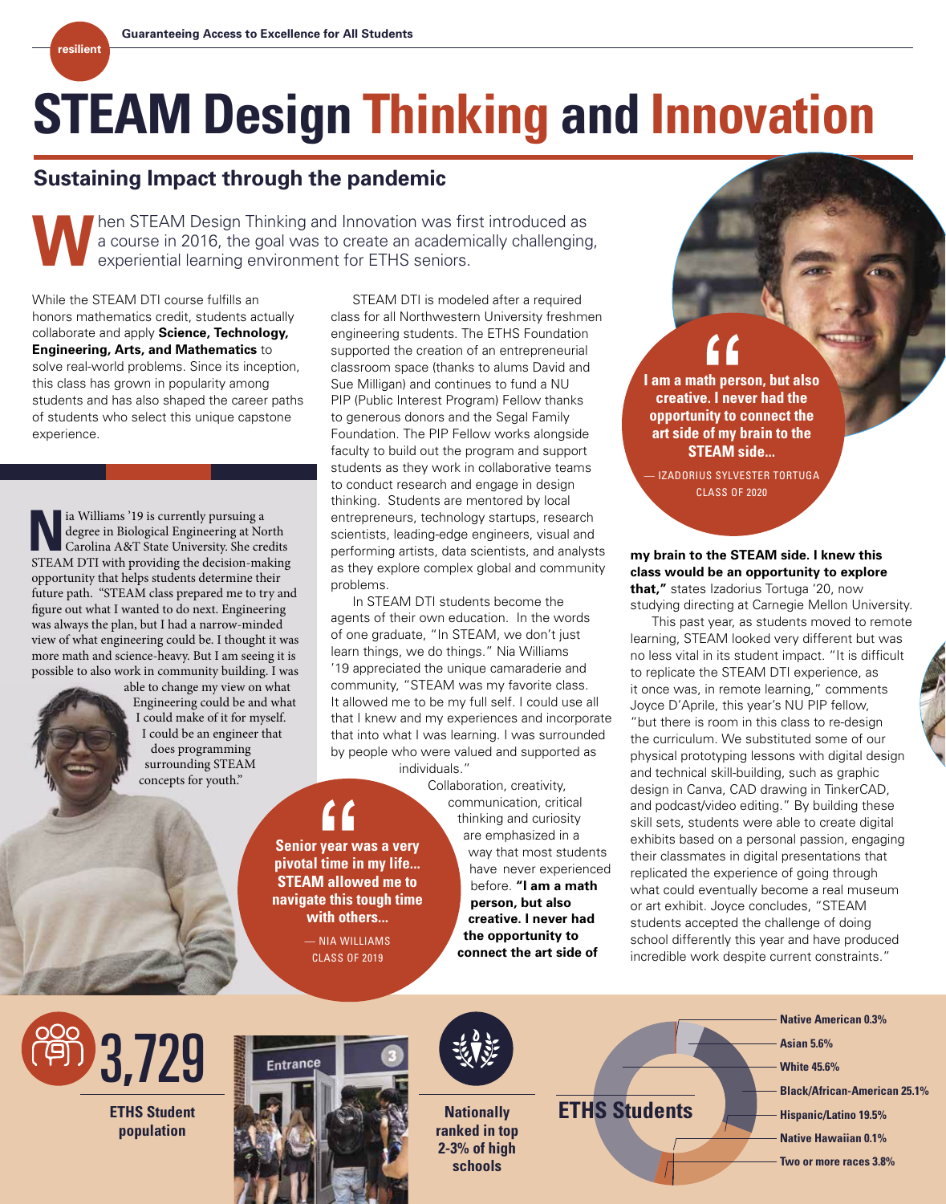resilient

Guaranteeing Access to Excellence for All Students

# STEAM Design Thinking and Innovation

## Sustaining Impact through the pandemic

When STEAM Design Thinking and Innovation was first introduced as a course in 2016, the goal was to create an academically challenging, experiential learning environment for ETHS seniors.

While the STEAM DTI course fulfills an honors mathematics credit, students actually collaborate and apply **Science, Technology, Engineering, Arts, and Mathematics** to solve real-world problems. Since its inception, this class has grown in popularity among students and has also shaped the career paths of students who select this unique capstone experience.

Nia Williams '19 is currently pursuing a degree in Biological Engineering at North Carolina A&T State University. She credits STEAM DTI with providing the decision-making opportunity that helps students determine their future path. "STEAM class prepared me to try and figure out what I wanted to do next. Engineering was always the plan, but I had a narrow-minded view of what engineering could be. I thought it was more math and science-heavy. But I am seeing it is possible to also work in community building. I was able to change my view on what Engineering could be and what I could make of it for myself. I could be an engineer that does programming surrounding STEAM concepts for youth."

STEAM DTI is modeled after a required class for all Northwestern University freshmen engineering students. The ETHS Foundation supported the creation of an entrepreneurial classroom space (thanks to alums David and Sue Milligan) and continues to fund a NU PIP (Public Interest Program) Fellow thanks to generous donors and the Segal Family Foundation. The PIP Fellow works alongside faculty to build out the program and support students as they work in collaborative teams to conduct research and engage in design thinking. Students are mentored by local entrepreneurs, technology startups, research scientists, leading-edge engineers, visual and performing artists, data scientists, and analysts as they explore complex global and community problems.

In STEAM DTI students become the agents of their own education. In the words of one graduate, "In STEAM, we don't just learn things, we do things." Nia Williams '19 appreciated the unique camaraderie and community, "STEAM was my favorite class. It allowed me to be my full self. I could use all that I knew and my experiences and incorporate that into what I was learning. I was surrounded by people who were valued and supported as individuals."

> **"Senior year was a very pivotal time in my life... STEAM allowed me to navigate this tough time with others...**
>
> — NIA WILLIAMS, CLASS OF 2019

Collaboration, creativity, communication, critical thinking and curiosity are emphasized in a way that most students have never experienced before. **"I am a math person, but also creative. I never had the opportunity to connect the art side of my brain to the STEAM side. I knew this class would be an opportunity to explore that,"** states Izadorius Tortuga '20, now studying directing at Carnegie Mellon University.

> **"I am a math person, but also creative. I never had the opportunity to connect the art side of my brain to the STEAM side...**
>
> — IZADORIUS SYLVESTER TORTUGA, CLASS OF 2020

This past year, as students moved to remote learning, STEAM looked very different but was no less vital in its student impact. "It is difficult to replicate the STEAM DTI experience, as it once was, in remote learning," comments Joyce D'Aprile, this year's NU PIP fellow, "but there is room in this class to re-design the curriculum. We substituted some of our physical prototyping lessons with digital design and technical skill-building, such as graphic design in Canva, CAD drawing in TinkerCAD, and podcast/video editing." By building these skill sets, students were able to create digital exhibits based on a personal passion, engaging their classmates in digital presentations that replicated the experience of going through what could eventually become a real museum or art exhibit. Joyce concludes, "STEAM students accepted the challenge of doing school differently this year and have produced incredible work despite current constraints."

**3,729** ETHS Student population

**Nationally ranked in top 2-3% of high schools**

**ETHS Students**

- Native American 0.3%
- Asian 5.6%
- White 45.6%
- Black/African-American 25.1%
- Hispanic/Latino 19.5%
- Native Hawaiian 0.1%
- Two or more races 3.8%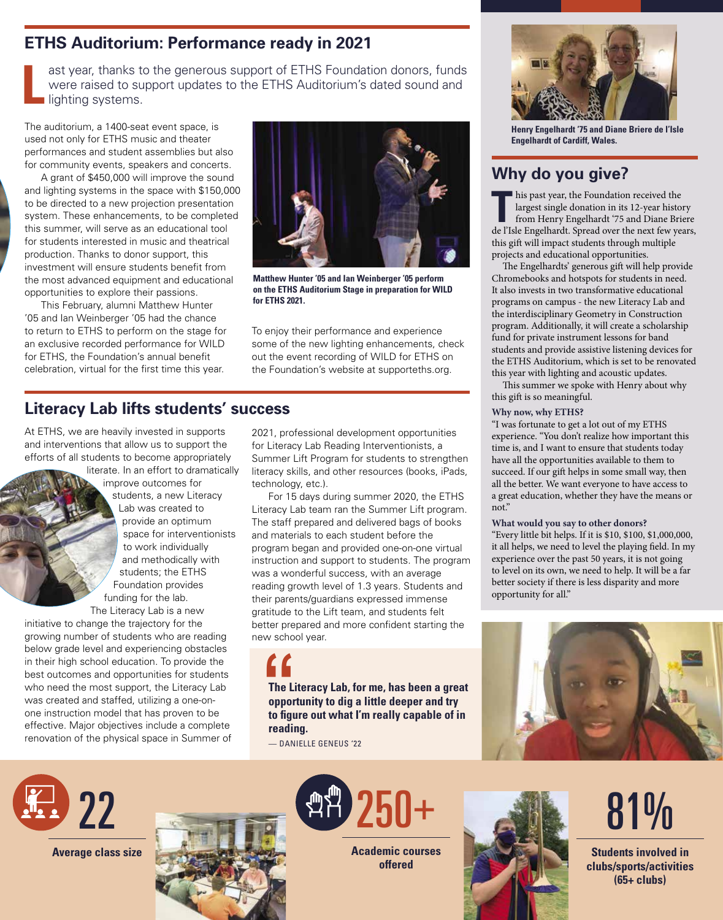## ETHS Auditorium: Performance ready in 2021

Last year, thanks to the generous support of ETHS Foundation donors, funds were raised to support updates to the ETHS Auditorium's dated sound and lighting systems.

The auditorium, a 1400-seat event space, is used not only for ETHS music and theater performances and student assemblies but also for community events, speakers and concerts.

A grant of $450,000 will improve the sound and lighting systems in the space with $150,000 to be directed to a new projection presentation system. These enhancements, to be completed this summer, will serve as an educational tool for students interested in music and theatrical production. Thanks to donor support, this investment will ensure students benefit from the most advanced equipment and educational opportunities to explore their passions.

This February, alumni Matthew Hunter '05 and Ian Weinberger '05 had the chance to return to ETHS to perform on the stage for an exclusive recorded performance for WILD for ETHS, the Foundation's annual benefit celebration, virtual for the first time this year.

**Matthew Hunter '05 and Ian Weinberger '05 perform on the ETHS Auditorium Stage in preparation for WILD for ETHS 2021.**

To enjoy their performance and experience some of the new lighting enhancements, check out the event recording of WILD for ETHS on the Foundation's website at supporteths.org.

## Literacy Lab lifts students' success

At ETHS, we are heavily invested in supports and interventions that allow us to support the efforts of all students to become appropriately literate. In an effort to dramatically improve outcomes for students, a new Literacy Lab was created to provide an optimum space for interventionists to work individually and methodically with students; the ETHS Foundation provides funding for the lab.

The Literacy Lab is a new initiative to change the trajectory for the growing number of students who are reading below grade level and experiencing obstacles in their high school education. To provide the best outcomes and opportunities for students who need the most support, the Literacy Lab was created and staffed, utilizing a one-on-one instruction model that has proven to be effective. Major objectives include a complete renovation of the physical space in Summer of 2021, professional development opportunities for Literacy Lab Reading Interventionists, a Summer Lift Program for students to strengthen literacy skills, and other resources (books, iPads, technology, etc.).

For 15 days during summer 2020, the ETHS Literacy Lab team ran the Summer Lift program. The staff prepared and delivered bags of books and materials to each student before the program began and provided one-on-one virtual instruction and support to students. The program was a wonderful success, with an average reading growth level of 1.3 years. Students and their parents/guardians expressed immense gratitude to the Lift team, and students felt better prepared and more confident starting the new school year.

> **The Literacy Lab, for me, has been a great opportunity to dig a little deeper and try to figure out what I'm really capable of in reading.**
>
> — DANIELLE GENEUS '22

**Henry Engelhardt '75 and Diane Briere de l'Isle Engelhardt of Cardiff, Wales.**

## Why do you give?

This past year, the Foundation received the largest single donation in its 12-year history from Henry Engelhardt '75 and Diane Briere de l'Isle Engelhardt. Spread over the next few years, this gift will impact students through multiple projects and educational opportunities.

The Engelhardts' generous gift will help provide Chromebooks and hotspots for students in need. It also invests in two transformative educational programs on campus - the new Literacy Lab and the interdisciplinary Geometry in Construction program. Additionally, it will create a scholarship fund for private instrument lessons for band students and provide assistive listening devices for the ETHS Auditorium, which is set to be renovated this year with lighting and acoustic updates.

This summer we spoke with Henry about why this gift is so meaningful.

**Why now, why ETHS?**

"I was fortunate to get a lot out of my ETHS experience. "You don't realize how important this time is, and I want to ensure that students today have all the opportunities available to them to succeed. If our gift helps in some small way, then all the better. We want everyone to have access to a great education, whether they have the means or not."

**What would you say to other donors?**

"Every little bit helps. If it is $10, $100, $1,000,000, it all helps, we need to level the playing field. In my experience over the past 50 years, it is not going to level on its own, we need to help. It will be a far better society if there is less disparity and more opportunity for all."

**22** — Average class size

**250+** — Academic courses offered

**81%** — Students involved in clubs/sports/activities (65+ clubs)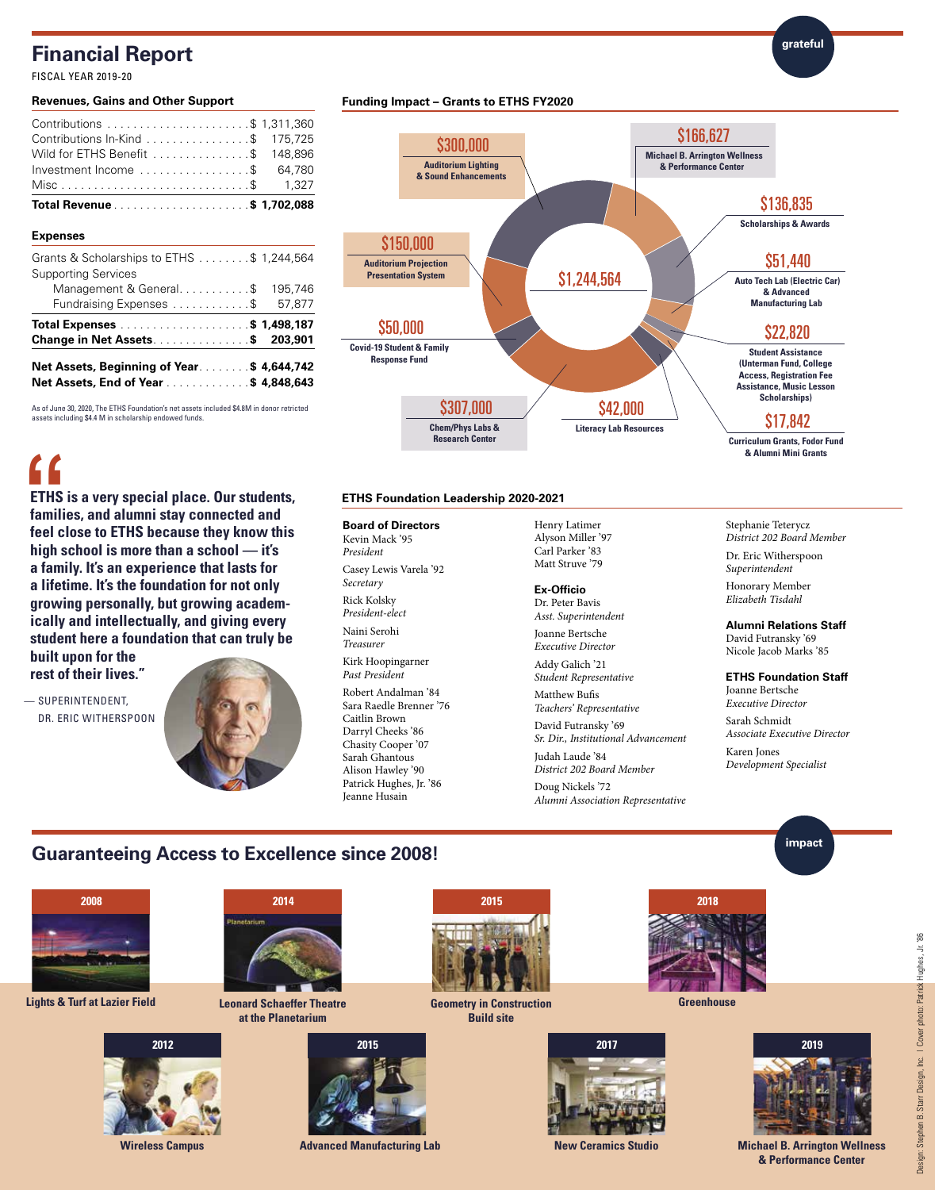grateful

# Financial Report

FISCAL YEAR 2019-20

### Revenues, Gains and Other Support

| | |
|---|---|
| Contributions | $ 1,311,360 |
| Contributions In-Kind | $ 175,725 |
| Wild for ETHS Benefit | $ 148,896 |
| Investment Income | $ 64,780 |
| Misc | $ 1,327 |
| **Total Revenue** | **$ 1,702,088** |

### Expenses

| | |
|---|---|
| Grants & Scholarships to ETHS | $ 1,244,564 |
| Supporting Services | |
| Management & General | $ 195,746 |
| Fundraising Expenses | $ 57,877 |
| **Total Expenses** | **$ 1,498,187** |
| **Change in Net Assets** | **$ 203,901** |
| **Net Assets, Beginning of Year** | **$ 4,644,742** |
| **Net Assets, End of Year** | **$ 4,848,643** |

As of June 30, 2020, The ETHS Foundation's net assets included $4.8M in donor retricted assets including $4.4 M in scholarship endowed funds.

### Funding Impact – Grants to ETHS FY2020

$1,244,564

- $300,000 – Auditorium Lighting & Sound Enhancements
- $166,627 – Michael B. Arrington Wellness & Performance Center
- $136,835 – Scholarships & Awards
- $51,440 – Auto Tech Lab (Electric Car) & Advanced Manufacturing Lab
- $22,820 – Student Assistance (Unterman Fund, College Access, Registration Fee Assistance, Music Lesson Scholarships)
- $17,842 – Curriculum Grants, Fodor Fund & Alumni Mini Grants
- $42,000 – Literacy Lab Resources
- $307,000 – Chem/Phys Labs & Research Center
- $50,000 – Covid-19 Student & Family Response Fund
- $150,000 – Auditorium Projection Presentation System

> **"ETHS is a very special place. Our students, families, and alumni stay connected and feel close to ETHS because they know this high school is more than a school — it's a family. It's an experience that lasts for a lifetime. It's the foundation for not only growing personally, but growing academically and intellectually, and giving every student here a foundation that can truly be built upon for the rest of their lives."**
>
> — SUPERINTENDENT, DR. ERIC WITHERSPOON

### ETHS Foundation Leadership 2020-2021

**Board of Directors**

Kevin Mack '95
*President*

Casey Lewis Varela '92
*Secretary*

Rick Kolsky
*President-elect*

Naini Serohi
*Treasurer*

Kirk Hoopingarner
*Past President*

Robert Andalman '84
Sara Raedle Brenner '76
Caitlin Brown
Darryl Cheeks '86
Chasity Cooper '07
Sarah Ghantous
Alison Hawley '90
Patrick Hughes, Jr. '86
Jeanne Husain
Henry Latimer
Alyson Miller '97
Carl Parker '83
Matt Struve '79

**Ex-Officio**

Dr. Peter Bavis
*Asst. Superintendent*

Joanne Bertsche
*Executive Director*

Addy Galich '21
*Student Representative*

Matthew Bufis
*Teachers' Representative*

David Futransky '69
*Sr. Dir., Institutional Advancement*

Judah Laude '84
*District 202 Board Member*

Doug Nickels '72
*Alumni Association Representative*

Stephanie Teterycz
*District 202 Board Member*

Dr. Eric Witherspoon
*Superintendent*

Honorary Member
*Elizabeth Tisdahl*

**Alumni Relations Staff**

David Futransky '69
Nicole Jacob Marks '85

**ETHS Foundation Staff**

Joanne Bertsche
*Executive Director*

Sarah Schmidt
*Associate Executive Director*

Karen Jones
*Development Specialist*

impact

## Guaranteeing Access to Excellence since 2008!

- 2008 – Lights & Turf at Lazier Field
- 2012 – Wireless Campus
- 2014 – Leonard Schaeffer Theatre at the Planetarium
- 2015 – Advanced Manufacturing Lab
- 2015 – Geometry in Construction Build site
- 2017 – New Ceramics Studio
- 2018 – Greenhouse
- 2019 – Michael B. Arrington Wellness & Performance Center

Design: Stephen B. Starr Design, Inc. | Cover photo: Patrick Hughes, Jr. '86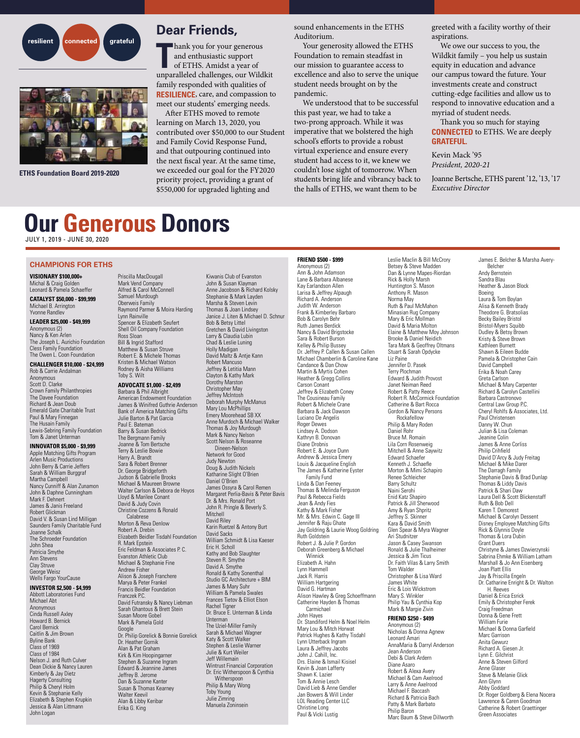resilient connected grateful

ETHS Foundation Board 2019-2020

## Dear Friends,

Thank you for your generous and enthusiastic support of ETHS. Amidst a year of unparalleled challenges, our Wildkit family responded with qualities of **RESILIENCE**, care, and compassion to meet our students' emerging needs.

After ETHS moved to remote learning on March 13, 2020, you contributed over $50,000 to our Student and Family Covid Response Fund, and that outpouring continued into the next fiscal year. At the same time, we exceeded our goal for the FY2020 priority project, providing a grant of $550,000 for upgraded lighting and sound enhancements in the ETHS Auditorium.

Your generosity allowed the ETHS Foundation to remain steadfast in our mission to guarantee access to excellence and also to serve the unique student needs brought on by the pandemic.

We understood that to be successful this past year, we had to take a two-prong approach. While it was imperative that we bolstered the high school's efforts to provide a robust virtual experience and ensure every student had access to it, we knew we couldn't lose sight of tomorrow. When students bring life and vibrancy back to the halls of ETHS, we want them to be greeted with a facility worthy of their aspirations.

We owe our success to you, the Wildkit family – you help us sustain equity in education and advance our campus toward the future. Your investments create and construct cutting-edge facilities and allow us to respond to innovative education and a myriad of student needs.

Thank you so much for staying **CONNECTED** to ETHS. We are deeply **GRATEFUL**.

Kevin Mack '95
*President, 2020-21*

Joanne Bertsche, ETHS parent '12, '13, '17
*Executive Director*

# Our Generous Donors

JULY 1, 2019 - JUNE 30, 2020

## CHAMPIONS FOR ETHS

### VISIONARY $100,000+
Michal & Craig Golden
Leonard & Pamela Schaeffer

### CATALYST $50,000 - $99,999
Michael B. Arrington
Yvonne Randlev

### LEADER $25,000 - $49,999
Anonymous (2)
Nancy & Ken Arlen
The Joseph L. Aurichio Foundation
Cless Family Foundation
The Owen L. Coon Foundation

### CHALLENGER $10,000 - $24,999
Rob & Carrie Andalman
Anonymous
Scott D. Clarke
Crown Family Philanthropies
The Davee Foundation
Richard & Jean Doub
Emerald Gate Charitable Trust
Paul & Mary Finnegan
The Husain Family
Lewis-Sebring Family Foundation
Tom & Janet Unterman

### INNOVATOR $5,000 - $9,999
Apple Matching Gifts Program
Arlen Music Productions
John Berry & Carrie Jeffers
Sarah & William Burggraf
Martha Campbell
Nancy Cunniff & Alan Zunamon
John & Daphne Cunningham
Mark F. Dehnert
James & Janis Freeland
Robert Glickman
David V. & Susan Lind Milligan
Saunders Family Charitable Fund
Joanne Schalk
The Schroeder Foundation
John Shea
Patricia Smythe
Ann Stevens
Clay Struve
George Weisz
Wells Fargo YourCause

### INVESTOR $2,500 - $4,999
Abbott Laboratories Fund
Michael Abt
Anonymous
Cinda Russell Axley
Howard B. Bernick
Carol Bernick
Caitlin & Jim Brown
Byline Bank
Class of 1969
Class of 1984
Nelson J. and Ruth Culver
Dean Dickie & Nancy Lauren
Kimberly & Jay Dietz
Hagerty Consulting
Philip & Cheryl Holm
Kevin & Stephanie Kelly
Elizabeth & Stephen Krupkin
Jessica & Alan Littmann
John Logan
Priscilla MacDougall
Mark Vend Company
Alfred & Carol McConnell
Samuel Murdough
Oberweis Family
Raymond Parmer & Moira Harding
Lynn Rainville
Spencer & Elizabeth Seufert
Shell Oil Company Foundation
Ross Sloan
Bill & Ingrid Stafford
Matthew & Susan Struve
Robert E. & Michele Thomas
Kristen & Michael Watson
Rodney & Aisha Williams
Toby S. Wilt

### ADVOCATE $1,000 - $2,499
Barbara & Phil Albright
American Endowment Foundation
James & Winifred Guthrie Anderson
Bank of America Matching Gifts
Julie Barton & Pat Garcia
Paul E. Bateman
Barry & Susan Bedrick
The Bergmann Family
Joanne & Tom Bertsche
Terry & Leslie Bowie
Harry A. Brandt
Sara & Robert Brenner
Dr. George Bridgeforth
Judson & Gabrielle Brooks
Michael & Maureen Browne
Walter Carlson & Debora de Hoyos
Lloyd & Marilee Conant
David & Judy Covin
Christine Cozzens & Ronald Calabrese
Morton & Reva Denlow
Robert A. Drebin
Elizabeth Beidler Tisdahl Foundation
R. Mark Epstein
Eric Feldman & Associates P. C.
Evanston Athletic Club
Michael & Stephanie Fine
Andrew Fisher
Alison & Joseph Franchere
Marya & Peter Frankel
Francis Beidler Foundation
Franczek P.C.
David Futransky & Nancy Liebman
Sarah Ghantous & Brett Stein
Susan Moore Gobel
Mark & Pamela Gold
Google
Dr. Philip Gorelick & Bonnie Gorelick
Dr. Heather Gornik
Alan & Pat Graham
Kirk & Kim Hoopingarner
Stephen & Suzanne Ingram
Edward & Jeannine James
Jeffrey B. Jerome
Dan & Suzanne Kanter
Susan & Thomas Kearney
Walter Keevil
Alan & Libby Keribar
Erika G. King
Kiwanis Club of Evanston
John & Susan Klayman
Anne Jacobson & Richard Kolsky
Stephanie & Mark Layden
Marsha & Steven Levin
Thomas & Joan Lindsey
Janice J. Liten & Michael D. Schnur
Bob & Betsy Littel
Gretchen & David Livingston
Larry & Claudia Lubin
Chad & Leslie Luning
Holly Madigan
David Maltz & Antje Kann
Robert Mancuso
Jeffrey & Letitia Mann
Clayton & Kathy Mark
Dorothy Marston
Christopher May
Jeffrey McIntosh
Deborah Murphy McManus
Mary Lou McPhillips
Emery Moorehead SB XX
Anne Murdoch & Michael Walker
Thomas & Joy Murdough
Mark & Nancy Nelson
Scott Nelson & Roseanne Dineen-Nelson
Network for Good
Judy Newton
Doug & Judith Nickels
Katharine Slight O'Brien
Daniel O'Brien
James Ossyra & Carol Remen
Margaret Perlia-Bavis & Peter Bavis
Dr. & Mrs. Ronald Port
John R. Pringle & Beverly S. Mitchell
David Riley
Karin Ruetzel & Antony Burt
David Sacks
William Schmidt & Lisa Kaeser
Eric H. Scholl
Kathy and Bob Slaughter
Steven R. Smythe
David A. Smythe
Ronald & Kathy Sonenthal
Studio GC Architecture + BIM
James & Mary Suhr
William & Pamela Swales
Frances Tietov & Elliot Elson
Rachel Tigner
Dr. Bruce E. Unterman & Linda Unterman
The Uziel-Miller Family
Sarah & Michael Wagner
Katy & Scott Walker
Stephen & Leslie Warner
Julie & Kurt Weiler
Jeff Willemain
Wintrust Financial Corporation
Dr. Eric Witherspoon & Cynthia Witherspoon
Philip & Mary Wong
Toby Young
Julie Zimring
Manuela Zoninsein

### FRIEND $500 - $999
Anonymous (2)
Ann & John Adamson
Lane & Barbara Albanese
Kay Earlandson Allen
Larisa & Jeffrey Alpaugh
Richard A. Anderson
Judith W. Anderson
Frank & Kimberley Barbaro
Bob & Carolyn Behr
Ruth James Berdick
Nancy & David Brigstocke
Sara & Robert Burson
Kelley & Philip Bussey
Dr. Jeffrey P. Callen & Susan Callen
Michael Chamberlin & Caroline Kane
Candance & Dan Chow
Martin & Myrtis Cohen
Heather & Gregg Collins
Carson Conant
Jeffrey & Elizabeth Coney
The Cousineau Family
Robert & Michele Crane
Barbara & Jack Dawson
Luciano De Angelis
Roger Dewes
Lindsey A. Dodson
Kathryn B. Donovan
Diane Drobnis
Robert E. & Joyce Dunn
Andrew & Jessica Emery
Louis & Jacqueline English
The James & Katherine Eyster Family Fund
Linda & Dan Feeney
Thomas & Melinda Ferguson
Paul & Rebecca Fields
Jean & Andy Fies
Kathy & Mark Fisher
Mr. & Mrs. Edwin C. Gage III
Jennifer & Raju Ghate
Jay Goldring & Laurie Woog Goldring
Ruth Goldstein
Robert J. & Julie P. Gordon
Deborah Greenberg & Michael Winnick
Elizabeth A. Hahn
Lynn Hammell
Jack R. Harris
William Hartgering
David G. Hartman
Alison Hawley & Greg Schoeffmann
Catherine Hayden & Thomas Carmichael
John Hayes
Dr. Standiford Helm & Noel Helm
Mary Lou & Mitch Horwat
Patrick Hughes & Kathy Tisdahl
Lynn Utterback Ingram
Laura & Jeffrey Jacobs
John J. Cahill, Inc.
Drs. Elaine & Ismail Kisisel
Kevin & Joan Lafferty
Shawn K. Lazier
Tom & Annie Lesch
David Lieb & Anne Gendler
Jan Bowers & Will Linder
LOL Reading Center LLC
Christine Long
Paul & Vicki Lustig
Leslie Maclin & Bill McCrory
Betsey & Steve Madden
Dan & Lynne Mapes-Riordan
Rick & Holly Marsh
Huntington S. Mason
Anthony R. Mason
Norma May
Ruth & Paul McMahon
Minasian Rug Company
Mary & Eric Mollman
David & Maria Molton
Elaine & Matthew Moy Johnson
Brooke & Daniel Neidich
Tara Mark & Geoffrey Oltmans
Stuart & Sarah Opdycke
Liz Paine
Jennifer D. Pasek
Terry Plochman
Edward & Judith Provost
Janet Neiman Reed
Robert & Patty Reece
Robert R. McCormick Foundation
Catherine & Bart Rocca
Gordon & Nancy Persons Rockafellow
Philip & Mary Roden
Daniel Rohr
Bruce M. Romain
Lila Corn Rosenweig
Mitchell & Anne Saywitz
Edward Schaefer
Kenneth J. Schaefle
Morton & Mimi Schapiro
Renee Schleicher
Barry Schultz
Naini Serohi
Enid Katz Shapiro
Patrick & Jill Sherwood
Amy & Ryan Shpritz
Jeffrey S. Skinner
Kara & David Smith
Glen Spear & Myra Wagner
Ari Studnitzer
Jason & Casey Swanson
Ronald & Julie Thalheimer
Jessica & Jim Ticus
Dr. Faith Vilas & Larry Smith
Tom Walder
Christopher & Lisa Ward
James White
Eric & Lois Wickstrom
Mary S. Winkler
Philip Yau & Cynthia Kop
Mark & Margie Zivin

### FRIEND $250 - $499
Anonymous (2)
Nicholas & Donna Agnew
Leonard Amari
AnnaMaria & Darryl Anderson
Jean Anderson
Debi & Clark Ardern
Diane Asaro
Robert & Alexa Avery
Michael & Cam Axelrood
Larry & Anne Axelrood
Michael F. Baccash
Richard & Patricia Bach
Patty & Mark Barbato
Philip Baron
Marc Baum & Steve Dillworth
James E. Belcher & Marsha Avery-Belcher
Andy Bernstein
Sandra Blau
Heather & Jason Block
Boeing
Laura & Tom Boylan
Alisa & Kenneth Brady
Theodore G. Bratsolias
Becky Bailey Bristol
Bristol-Myers Squibb
Dudley & Betsy Brown
Kristy & Steve Brown
Kathleen Burnett
Shawn & Eileen Budde
Pamela & Christopher Cain
David Campbell
Erika & Noah Carey
Greta Carlson
Michael & Mary Carpenter
Richard & Carolyn Castellini
Barbara Castronovo
Central Law Group P.C.
Cheryl Rohlfs & Associates, Ltd.
Paul Christensen
Danny W. Chun
Julian & Lisa Coleman
Jeanine Colin
James & Anne Corliss
Philip Crihfield
David D'Arcy & Judy Freitag
Michael & Mike Darer
The Darragh Family
Stephanie Davis & Brad Dunlap
Thomas & Liddy Davis
Patrick & Shari Daw
Laura Dell & Scott Blickenstaff
Ruth & Bob Dell
Karen T. Demorest
Michael & Carolyn Dessent
Disney Employee Matching Gifts
Rick & Glynnis Doyle
Thomas & Lora Dubin
Grant Duers
Christyne & James Dzwierzynski
Sabrina Ehmke & William Latham
Marshall & Jo Ann Eisenberg
Joan Platt Ellis
Jay & Priscilla Engeln
Dr. Catharine Enright & Dr. Walton H. Reeves
Daniel & Erica Esrick
Emily & Christopher Ferek
Craig Freedman
Donna & Gene Frett
William Furie
Michael & Donna Garfield
Marc Garrison
Anita Gewurz
Richard A. Giesen Jr.
Lynn E. Gilchrist
Anne & Steven Gilford
Anne Glaser
Steve & Melanie Glick
Ann Glynn
Abby Goddard
Dr. Roger Goldberg & Elena Nocera
Lawrence & Caren Goodman
Catherine & Robert Graettinger
Green Associates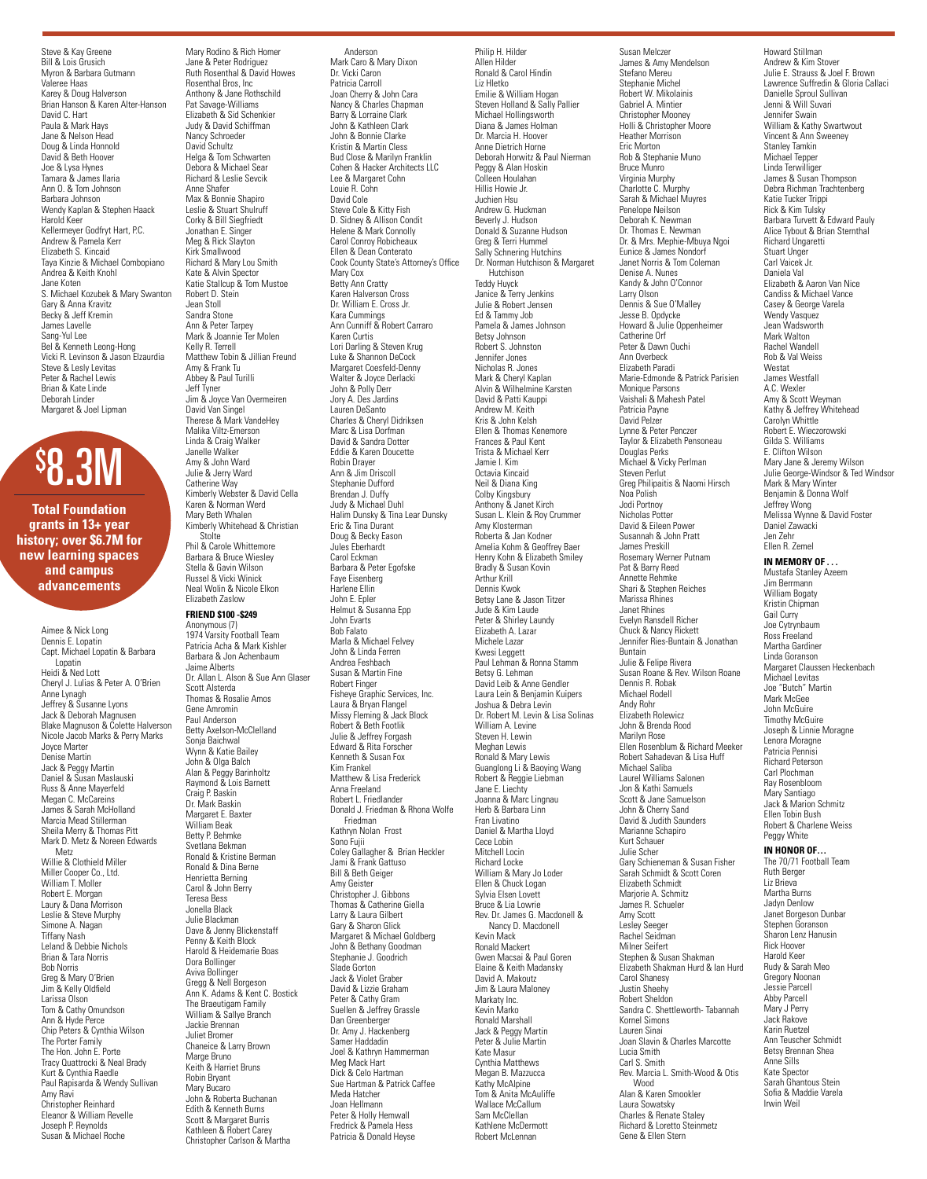Steve & Kay Greene
Bill & Lois Grusich
Myron & Barbara Gutmann
Valeree Haas
Karey & Doug Halverson
Brian Hanson & Karen Alter-Hanson
David C. Hart
Paula & Mark Hays
Jane & Nelson Head
Doug & Linda Honnold
David & Beth Hoover
Joe & Lysa Hynes
Tamara & James Ilaria
Ann O. & Tom Johnson
Barbara Johnson
Wendy Kaplan & Stephen Haack
Harold Keer
Kellermeyer Godfryt Hart, P.C.
Andrew & Pamela Kerr
Elizabeth S. Kincaid
Taya Kinzie & Michael Combopiano
Andrea & Keith Knohl
Jane Koten
S. Michael Kozubek & Mary Swanton
Gary & Anna Kravitz
Becky & Jeff Kremin
James Lavelle
Sang-Yul Lee
Bel & Kenneth Leong-Hong
Vicki R. Levinson & Jason Elzaurdia
Steve & Lesly Levitas
Peter & Rachel Lewis
Brian & Kate Linde
Deborah Linder
Margaret & Joel Lipman

**$8.3M**

**Total Foundation grants in 13+ year history; over $6.7M for new learning spaces and campus advancements**

Aimee & Nick Long
Dennis E. Lopatin
Capt. Michael Lopatin & Barbara Lopatin
Heidi & Ned Lott
Cheryl J. Lulias & Peter A. O'Brien
Anne Lynagh
Jeffrey & Susanne Lyons
Jack & Deborah Magnusen
Blake Magnuson & Colette Halverson
Nicole Jacob Marks & Perry Marks
Joyce Marter
Denise Martin
Jack & Peggy Martin
Daniel & Susan Maslauski
Russ & Anne Mayerfeld
Megan C. McCareins
James & Sarah McHolland
Marcia Mead Stillerman
Sheila Merry & Thomas Pitt
Mark D. Metz & Noreen Edwards Metz
Willie & Clothield Miller
Miller Cooper Co., Ltd.
William T. Moller
Robert E. Morgan
Laury & Dana Morrison
Leslie & Steve Murphy
Simone A. Nagan
Tiffany Nash
Leland & Debbie Nichols
Brian & Tara Norris
Bob Norris
Greg & Mary O'Brien
Jim & Kelly Oldfield
Larissa Olson
Tom & Cathy Omundson
Ann & Hyde Perce
Chip Peters & Cynthia Wilson
The Porter Family
The Hon. John E. Porte
Tracy Quattrocki & Neal Brady
Kurt & Cynthia Raedle
Paul Rapisarda & Wendy Sullivan
Amy Ravi
Christopher Reinhard
Eleanor & William Revelle
Joseph P. Reynolds
Susan & Michael Roche

Mary Rodino & Rich Homer
Jane & Peter Rodriguez
Ruth Rosenthal & David Howes
Rosenthal Bros, Inc
Anthony & Jane Rothschild
Pat Savage-Williams
Elizabeth & Sid Schenkier
Judy & David Schiffman
Nancy Schroeder
David Schultz
Helga & Tom Schwarten
Debora & Michael Sear
Richard & Leslie Sevcik
Anne Shafer
Max & Bonnie Shapiro
Leslie & Stuart Shulruff
Corky & Bill Siegfriedt
Jonathan E. Singer
Meg & Rick Slayton
Kirk Smallwood
Richard & Mary Lou Smith
Kate & Alvin Spector
Katie Stallcup & Tom Mustoe
Robert D. Stein
Jean Stoll
Sandra Stone
Ann & Peter Tarpey
Mark & Joannie Ter Molen
Kelly R. Terrell
Matthew Tobin & Jillian Freund
Amy & Frank Tu
Abbey & Paul Turilli
Jeff Tyner
Jim & Joyce Van Overmeiren
David Van Singel
Therese & Mark VandeHey
Malika Viltz-Emerson
Linda & Craig Walker
Janelle Walker
Amy & John Ward
Julie & Jerry Ward
Catherine Way
Kimberly Webster & David Cella
Karen & Norman Werd
Mary Beth Whalen
Kimberly Whitehead & Christian Stolte
Phil & Carole Whittemore
Barbara & Bruce Wiesley
Stella & Gavin Wilson
Russel & Vicki Winick
Neal Wolin & Nicole Elkon
Elizabeth Zaslow

**FRIEND $100 -$249**

Anonymous (7)
1974 Varsity Football Team
Patricia Acha & Mark Kishler
Barbara & Jon Achenbaum
Jaime Alberts
Dr. Allan L. Alson & Sue Ann Glaser
Scott Alsterda
Thomas & Rosalie Amos
Gene Amromin
Paul Anderson
Betty Axelson-McClelland
Sonja Baichwal
Wynn & Katie Bailey
John & Olga Balch
Alan & Peggy Barinholtz
Raymond & Lois Barnett
Craig P. Baskin
Dr. Mark Baskin
Margaret E. Baxter
William Beak
Betty P. Behmke
Svetlana Bekman
Ronald & Kristine Berman
Ronald & Dina Berne
Henrietta Berning
Carol & John Berry
Teresa Bess
Jonella Black
Julie Blackman
Dave & Jenny Blickenstaff
Penny & Keith Block
Harold & Heidemarie Boas
Dora Bollinger
Aviva Bollinger
Gregg & Nell Borgeson
Ann K. Adams & Kent C. Bostick
The Braeutigam Family
William & Sallye Branch
Jackie Brennan
Juliet Bromer
Chaneice & Larry Brown
Marge Bruno
Keith & Harriet Bruns
Robin Bryant
Mary Bucaro
John & Roberta Buchanan
Edith & Kenneth Burns
Scott & Margaret Burris
Kathleen & Robert Carey
Christopher Carlson & Martha Anderson
Mark Caro & Mary Dixon
Dr. Vicki Caron
Patricia Carroll
Joan Cherry & John Cara
Nancy & Charles Chapman
Barry & Lorraine Clark
John & Kathleen Clark
John & Bonnie Clarke
Kristin & Martin Cless
Bud Close & Marilyn Franklin
Cohen & Hacker Architects LLC
Lee & Margaret Cohn
Louie R. Cohn
David Cole
Steve Cole & Kitty Fish
D. Sidney & Allison Condit
Helene & Mark Connolly
Carol Conroy Robicheaux
Ellen & Dean Conterato
Cook County State's Attorney's Office
Mary Cox
Betty Ann Cratty
Karen Halverson Cross
Dr. William E. Cross Jr.
Kara Cummings
Ann Cunniff & Robert Carraro
Karen Curtis
Lori Darling & Steven Krug
Luke & Shannon DeCock
Margaret Coesfeld-Denny
Walter & Joyce Derlacki
John & Polly Derr
Jory A. Des Jardins
Lauren DeSanto
Charles & Cheryl Didriksen
Marc & Lisa Dorfman
David & Sandra Dotter
Eddie & Karen Doucette
Robin Drayer
Ann & Jim Driscoll
Stephanie Dufford
Brendan J. Duffy
Judy & Michael Duhl
Halim Dunsky & Tina Lear Dunsky
Eric & Tina Durant
Doug & Becky Eason
Jules Eberhardt
Carol Eckman
Barbara & Peter Egofske
Faye Eisenberg
Harlene Ellin
John E. Epler
Helmut & Susanna Epp
John Evarts
Bob Falato
Marla & Michael Felvey
John & Linda Ferren
Andrea Feshbach
Susan & Martin Fine
Robert Finger
Fisheye Graphic Services, Inc.
Laura & Bryan Flangel
Missy Fleming & Jack Block
Robert & Beth Footlik
Julie & Jeffrey Forgash
Edward & Rita Forscher
Kenneth & Susan Fox
Kim Frankel
Matthew & Lisa Frederick
Anna Freeland
Robert L. Friedlander
Donald J. Friedman & Rhona Wolfe Friedman
Kathryn Nolan Frost
Sono Fujii
Coley Gallagher & Brian Heckler
Jami & Frank Gattuso
Bill & Beth Geiger
Amy Geister
Christopher J. Gibbons
Thomas & Catherine Giella
Larry & Laura Gilbert
Gary & Sharon Glick
Margaret & Michael Goldberg
John & Bethany Goodman
Stephanie J. Goodrich
Slade Gorton
Jack & Violet Graber
David & Lizzie Graham
Peter & Cathy Gram
Suellen & Jeffrey Grassle
Dan Greenberger
Dr. Amy J. Hackenberg
Samer Haddadin
Joel & Kathryn Hammerman
Meg Mack Hart
Dick & Celo Hartman
Sue Hartman & Patrick Caffee
Meda Hatcher
Joan Hellmann
Peter & Holly Hemwall
Fredrick & Pamela Hess
Patricia & Donald Heyse

Philip H. Hilder
Allen Hilder
Ronald & Carol Hindin
Liz Hletko
Emilie & William Hogan
Steven Holland & Sally Pallier
Michael Hollingsworth
Diana & James Holman
Dr. Marcia H. Hoover
Anne Dietrich Horne
Deborah Horwitz & Paul Nierman
Peggy & Alan Hoskin
Colleen Houlahan
Hillis Howie Jr.
Juchien Hsu
Andrew G. Huckman
Beverly J. Hudson
Donald & Suzanne Hudson
Greg & Terri Hummel
Sally Schnering Hutchins
Dr. Norman Hutchison & Margaret Hutchison
Teddy Huyck
Janice & Terry Jenkins
Julie & Robert Jensen
Ed & Tammy Job
Pamela & James Johnson
Betsy Johnson
Robert S. Johnston
Jennifer Jones
Nicholas R. Jones
Mark & Cheryl Kaplan
Alvin & Wilhelmine Karsten
David & Patti Kauppi
Andrew M. Keith
Kris & John Kelsh
Ellen & Thomas Kenemore
Frances & Paul Kent
Trista & Michael Kerr
Jamie I. Kim
Octavia Kincaid
Neil & Diana King
Colby Kingsbury
Anthony & Janet Kirch
Susan L. Klein & Roy Crummer
Amy Klosterman
Roberta & Jan Kodner
Amelia Kohm & Geoffrey Baer
Henry Kohn & Elizabeth Smiley
Bradly & Susan Kovin
Arthur Krill
Dennis Kwok
Betsy Lane & Jason Titzer
Jude & Kim Laude
Peter & Shirley Laundy
Elizabeth A. Lazar
Michele Lazar
Kwesi Leggett
Paul Lehman & Ronna Stamm
Betsy G. Lehman
David Leib & Anne Gendler
Laura Lein & Benjamin Kuipers
Joshua & Debra Levin
Dr. Robert M. Levin & Lisa Solinas
William A. Levine
Steven H. Lewin
Meghan Lewis
Ronald & Mary Lewis
Guanglong Li & Baoying Wang
Robert & Reggie Liebman
Jane E. Liechty
Joanna & Marc Lingnau
Herb & Barbara Linn
Fran Livatino
Daniel & Martha Lloyd
Cece Lobin
Mitchell Locin
Richard Locke
William & Mary Jo Loder
Ellen & Chuck Logan
Sylvia Elsen Lovett
Bruce & Lia Lowrie
Rev. Dr. James G. Macdonell & Nancy D. Macdonell
Kevin Mack
Ronald Mackert
Gwen Macsai & Paul Goren
Elaine & Keith Madansky
David A. Makoutz
Jim & Laura Maloney
Markaty Inc.
Kevin Marko
Ronald Marshall
Jack & Peggy Martin
Peter & Julie Martin
Kate Masur
Cynthia Matthews
Megan B. Mazzucca
Kathy McAlpine
Tom & Anita McAuliffe
Wallace McCallum
Sam McClellan
Kathlene McDermott
Robert McLennan

Susan Melczer
James & Amy Mendelson
Stefano Mereu
Stephanie Michel
Robert W. Mikolainis
Gabriel A. Mintier
Christopher Mooney
Holli & Christopher Moore
Heather Morrison
Eric Morton
Rob & Stephanie Muno
Bruce Munro
Virginia Murphy
Charlotte C. Murphy
Sarah & Michael Muyres
Penelope Neilson
Deborah K. Newman
Dr. Thomas E. Newman
Dr. & Mrs. Mephie-Mbuya Ngoi
Eunice & James Nondorf
Janet Norris & Tom Coleman
Denise A. Nunes
Kandy & John O'Connor
Larry Olson
Dennis & Sue O'Malley
Jesse B. Opdycke
Howard & Julie Oppenheimer
Catherine Orf
Peter & Dawn Ouchi
Ann Overbeck
Elizabeth Paradi
Marie-Edmonde & Patrick Parisien
Monique Parsons
Vaishali & Mahesh Patel
Patricia Payne
David Pelzer
Lynne & Peter Penczer
Taylor & Elizabeth Pensoneau
Douglas Perks
Michael & Vicky Perlman
Steven Perlut
Greg Philipaitis & Naomi Hirsch
Noa Polish
Jodi Portnoy
Nicholas Potter
David & Eileen Power
Susannah & John Pratt
James Preskill
Rosemary Werner Putnam
Pat & Barry Reed
Annette Rehmke
Shari & Stephen Reiches
Marissa Rhines
Janet Rhines
Evelyn Ransdell Richer
Chuck & Nancy Rickett
Jennifer Ries-Buntain & Jonathan Buntain
Julie & Felipe Rivera
Susan Roane & Rev. Wilson Roane
Dennis R. Robak
Michael Rodell
Andy Rohr
Elizabeth Rolewicz
John & Brenda Rood
Marilyn Rose
Ellen Rosenblum & Richard Meeker
Robert Sahadevan & Lisa Huff
Michael Saliba
Laurel Williams Salonen
Jon & Kathi Samuels
Scott & Jane Samuelson
John & Cherry Sand
David & Judith Saunders
Marianne Schapiro
Kurt Schauer
Julie Scher
Gary Schieneman & Susan Fisher
Sarah Schmidt & Scott Coren
Elizabeth Schmidt
Marjorie A. Schmitz
James R. Schueler
Amy Scott
Lesley Seeger
Rachel Seidman
Milner Seifert
Stephen & Susan Shakman
Elizabeth Shakman Hurd & Ian Hurd
Carol Shanesy
Justin Sheehy
Robert Sheldon
Sandra C. Shettleworth- Tabannah
Kornel Simons
Lauren Sinai
Joan Slavin & Charles Marcotte
Lucia Smith
Carl S. Smith
Rev. Marcia L. Smith-Wood & Otis Wood
Alan & Karen Smookler
Laura Sowatsky
Charles & Renate Staley
Richard & Loretto Steinmetz
Gene & Ellen Stern

Howard Stillman
Andrew & Kim Stover
Julie E. Strauss & Joel F. Brown
Lawrence Suffredin & Gloria Callaci
Danielle Sproul Sullivan
Jenni & Will Suvari
Jennifer Swain
William & Kathy Swartwout
Vincent & Ann Sweeney
Stanley Tamkin
Michael Tepper
Linda Terwilliger
James & Susan Thompson
Debra Richman Trachtenberg
Katie Tucker Trippi
Rick & Kim Tulsky
Barbara Turvett & Edward Pauly
Alice Tybout & Brian Sternthal
Richard Ungaretti
Stuart Unger
Carl Vaicek Jr.
Daniela Val
Elizabeth & Aaron Van Nice
Candiss & Michael Vance
Casey & George Varela
Wendy Vasquez
Jean Wadsworth
Mark Walton
Rachel Wandell
Rob & Val Weiss
Westat
James Westfall
A.C. Wexler
Amy & Scott Weyman
Kathy & Jeffrey Whitehead
Carolyn Whittle
Robert E. Wieczorowski
Gilda S. Williams
E. Clifton Wilson
Mary Jane & Jeremy Wilson
Julie George-Windsor & Ted Windsor
Mark & Mary Winter
Benjamin & Donna Wolf
Jeffrey Wong
Melissa Wynne & David Foster
Daniel Zawacki
Jen Zehr
Ellen R. Zemel

**IN MEMORY OF . . .**

Mustafa Stanley Azeem
Jim Berrmann
William Bogaty
Kristin Chipman
Gail Curry
Joe Cytrynbaum
Ross Freeland
Martha Gardiner
Linda Goranson
Margaret Claussen Heckenbach
Michael Levitas
Joe "Butch" Martin
Mark McGee
John McGuire
Timothy McGuire
Joseph & Linnie Moragne
Lenora Moragne
Patricia Pennisi
Richard Peterson
Carl Plochman
Ray Rosenbloom
Mary Santiago
Jack & Marion Schmitz
Ellen Tobin Bush
Robert & Charlene Weiss
Peggy White

**IN HONOR OF. . .**

The 70/71 Football Team
Ruth Berger
Liz Brieva
Martha Burns
Jadyn Denlow
Janet Borgeson Dunbar
Stephen Goranson
Sharon Lenz Hanusin
Rick Hoover
Harold Keer
Rudy & Sarah Meo
Gregory Noonan
Jessie Parcell
Abby Parcell
Mary J Perry
Jack Rakove
Karin Ruetzel
Ann Teuscher Schmidt
Betsy Brennan Shea
Anne Sills
Kate Spector
Sarah Ghantous Stein
Sofia & Maddie Varela
Irwin Weil